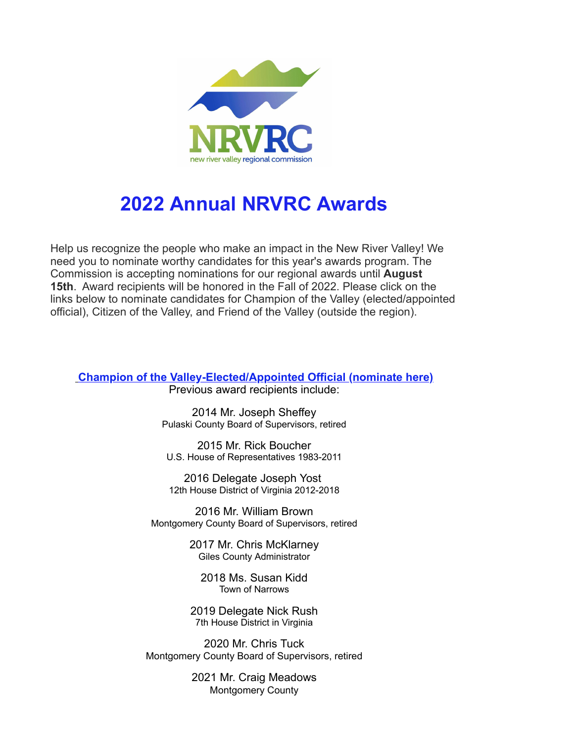NRVRC

new river valley regional commission

# 2022 Annual NRVRC Awards

Help us recognize the people who make an impact in the New River Valley! We need you to nominate worthy candidates for this year's awards program. The Commission is accepting nominations for our regional awards until **August 15th**. Award recipients will be honored in the Fall of 2022. Please click on the links below to nominate candidates for Champion of the Valley (elected/appointed official), Citizen of the Valley, and Friend of the Valley (outside the region).

**Champion of the Valley-Elected/Appointed Official (nominate here)**

Previous award recipients include:

2014 Mr. Joseph Sheffey
Pulaski County Board of Supervisors, retired

2015 Mr. Rick Boucher
U.S. House of Representatives 1983-2011

2016 Delegate Joseph Yost
12th House District of Virginia 2012-2018

2016 Mr. William Brown
Montgomery County Board of Supervisors, retired

2017 Mr. Chris McKlarney
Giles County Administrator

2018 Ms. Susan Kidd
Town of Narrows

2019 Delegate Nick Rush
7th House District in Virginia

2020 Mr. Chris Tuck
Montgomery County Board of Supervisors, retired

2021 Mr. Craig Meadows
Montgomery County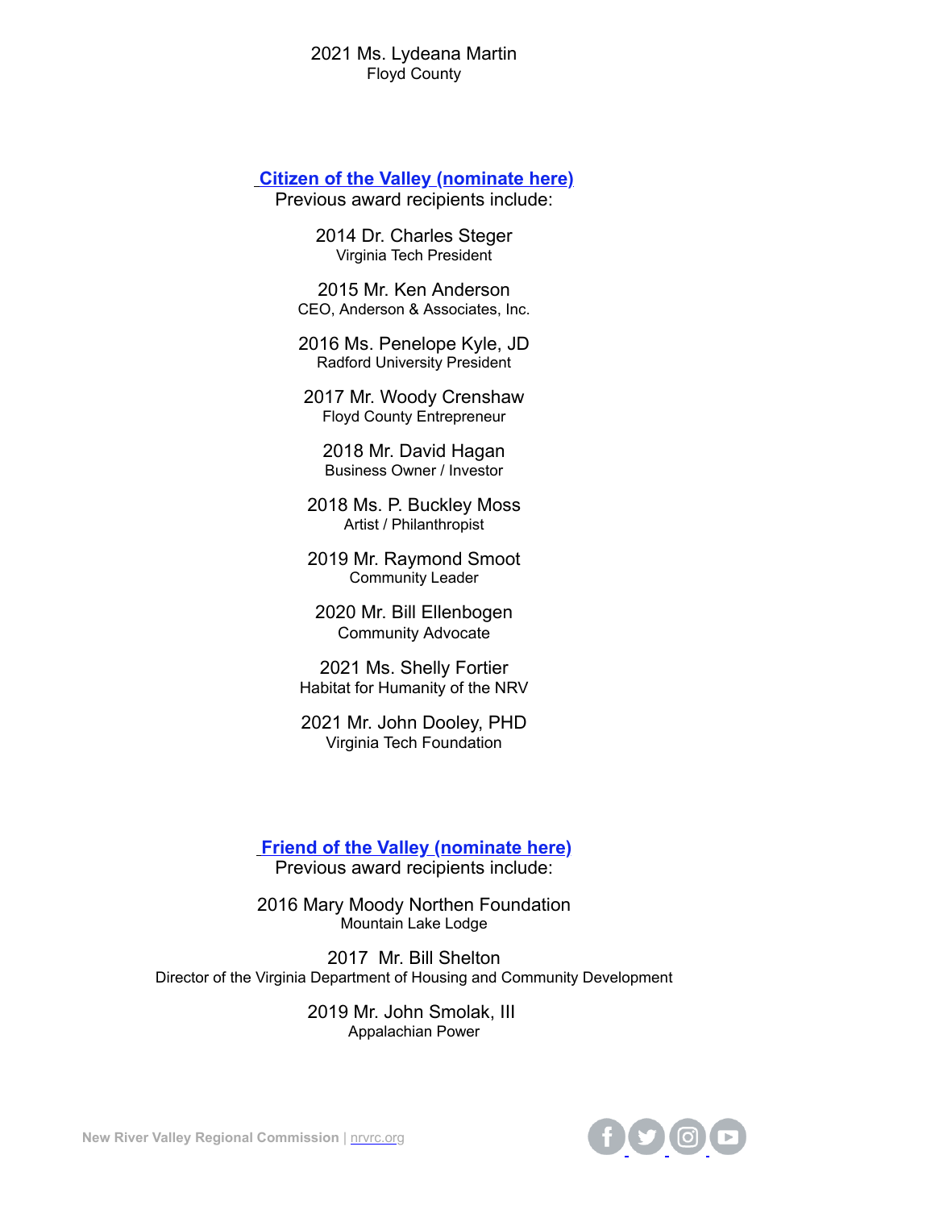2021 Ms. Lydeana Martin
Floyd County

## [Citizen of the Valley (nominate here)]

Previous award recipients include:

2014 Dr. Charles Steger
Virginia Tech President

2015 Mr. Ken Anderson
CEO, Anderson & Associates, Inc.

2016 Ms. Penelope Kyle, JD
Radford University President

2017 Mr. Woody Crenshaw
Floyd County Entrepreneur

2018 Mr. David Hagan
Business Owner / Investor

2018 Ms. P. Buckley Moss
Artist / Philanthropist

2019 Mr. Raymond Smoot
Community Leader

2020 Mr. Bill Ellenbogen
Community Advocate

2021 Ms. Shelly Fortier
Habitat for Humanity of the NRV

2021 Mr. John Dooley, PHD
Virginia Tech Foundation

## [Friend of the Valley (nominate here)]

Previous award recipients include:

2016 Mary Moody Northen Foundation
Mountain Lake Lodge

2017 Mr. Bill Shelton
Director of the Virginia Department of Housing and Community Development

2019 Mr. John Smolak, III
Appalachian Power

**New River Valley Regional Commission** | nrvrc.org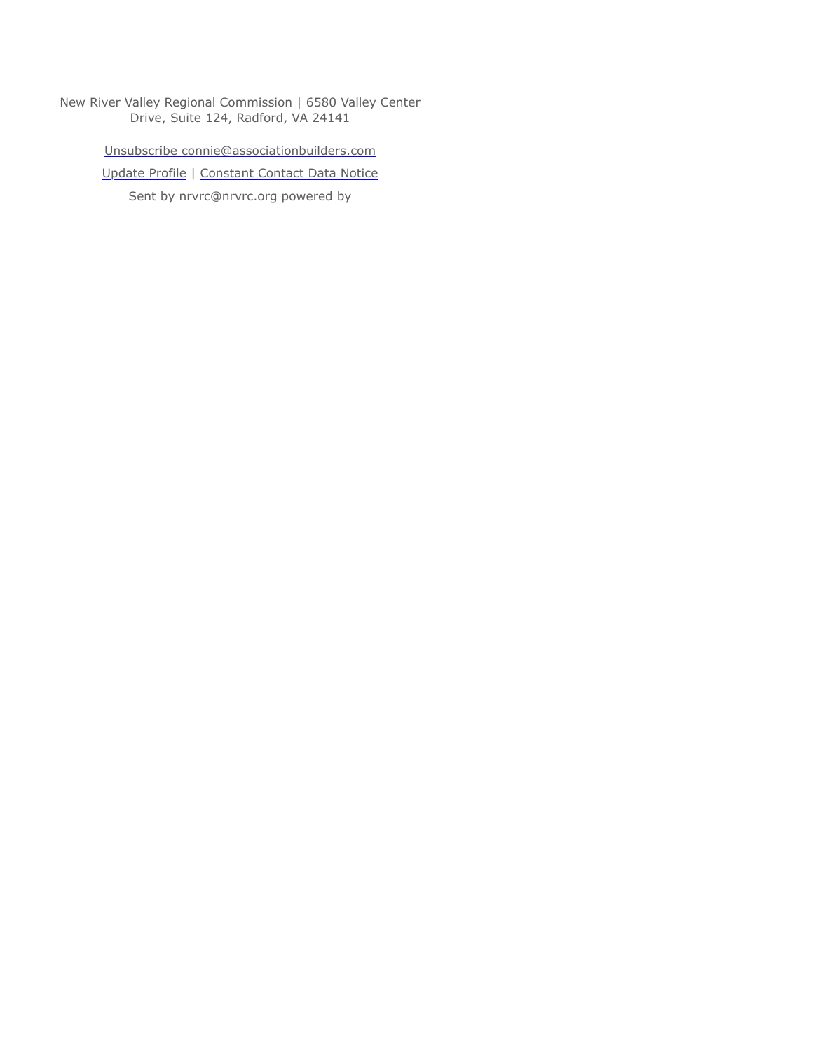New River Valley Regional Commission | 6580 Valley Center Drive, Suite 124, Radford, VA 24141

Unsubscribe connie@associationbuilders.com

Update Profile | Constant Contact Data Notice

Sent by nrvrc@nrvrc.org powered by